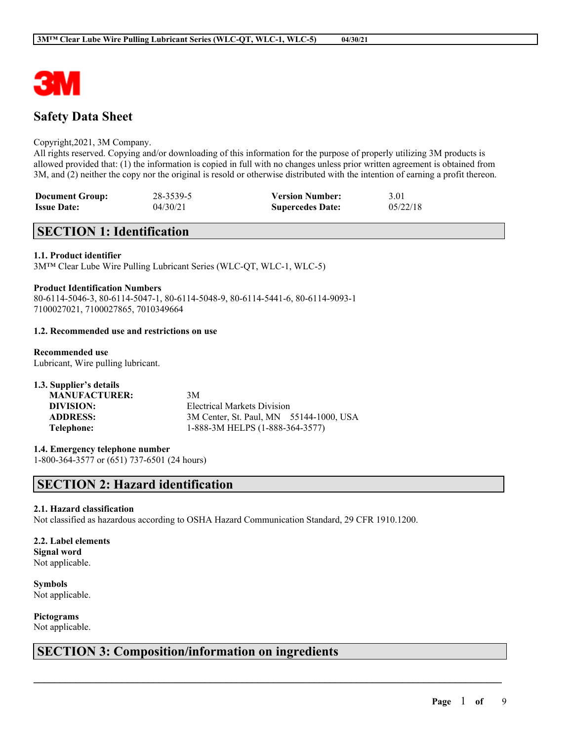# Safety Data Sheet

Copyright,2021, 3M Company.
All rights reserved. Copying and/or downloading of this information for the purpose of properly utilizing 3M products is allowed provided that: (1) the information is copied in full with no changes unless prior written agreement is obtained from 3M, and (2) neither the copy nor the original is resold or otherwise distributed with the intention of earning a profit thereon.

| | | | |
|---|---|---|---|
| **Document Group:** | 28-3539-5 | **Version Number:** | 3.01 |
| **Issue Date:** | 04/30/21 | **Supercedes Date:** | 05/22/18 |

## SECTION 1: Identification

**1.1. Product identifier**
3M™ Clear Lube Wire Pulling Lubricant Series (WLC-QT, WLC-1, WLC-5)

**Product Identification Numbers**
80-6114-5046-3, 80-6114-5047-1, 80-6114-5048-9, 80-6114-5441-6, 80-6114-9093-1
7100027021, 7100027865, 7010349664

**1.2. Recommended use and restrictions on use**

**Recommended use**
Lubricant, Wire pulling lubricant.

**1.3. Supplier's details**

| | |
|---|---|
| **MANUFACTURER:** | 3M |
| **DIVISION:** | Electrical Markets Division |
| **ADDRESS:** | 3M Center, St. Paul, MN 55144-1000, USA |
| **Telephone:** | 1-888-3M HELPS (1-888-364-3577) |

**1.4. Emergency telephone number**
1-800-364-3577 or (651) 737-6501 (24 hours)

## SECTION 2: Hazard identification

**2.1. Hazard classification**
Not classified as hazardous according to OSHA Hazard Communication Standard, 29 CFR 1910.1200.

**2.2. Label elements**
**Signal word**
Not applicable.

**Symbols**
Not applicable.

**Pictograms**
Not applicable.

## SECTION 3: Composition/information on ingredients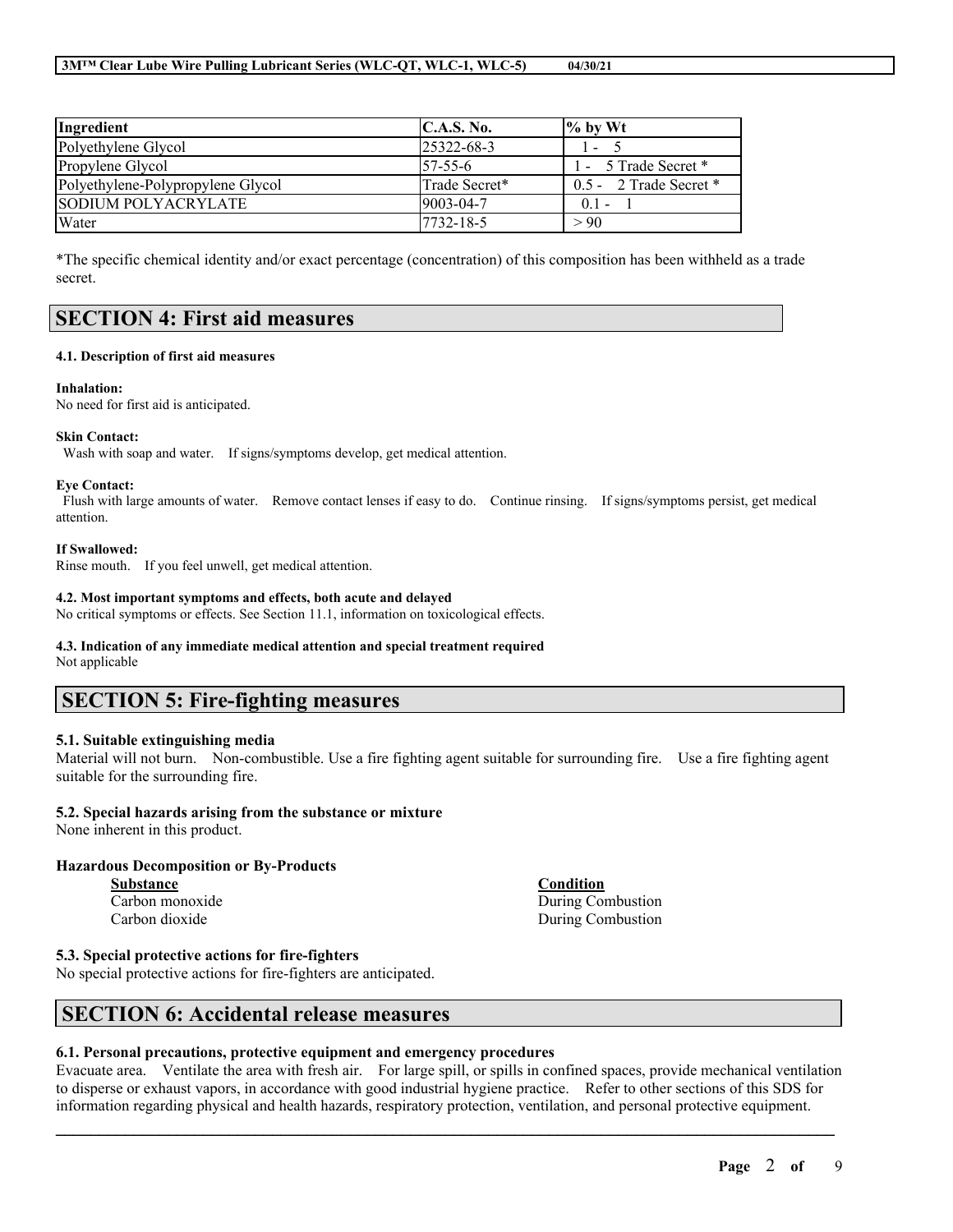| Ingredient | C.A.S. No. | % by Wt |
| --- | --- | --- |
| Polyethylene Glycol | 25322-68-3 | 1 - 5 |
| Propylene Glycol | 57-55-6 | 1 - 5 Trade Secret * |
| Polyethylene-Polypropylene Glycol | Trade Secret* | 0.5 - 2 Trade Secret * |
| SODIUM POLYACRYLATE | 9003-04-7 | 0.1 - 1 |
| Water | 7732-18-5 | > 90 |

*The specific chemical identity and/or exact percentage (concentration) of this composition has been withheld as a trade secret.

## SECTION 4: First aid measures

#### 4.1. Description of first aid measures

**Inhalation:**
No need for first aid is anticipated.

**Skin Contact:**
Wash with soap and water. If signs/symptoms develop, get medical attention.

**Eye Contact:**
Flush with large amounts of water. Remove contact lenses if easy to do. Continue rinsing. If signs/symptoms persist, get medical attention.

**If Swallowed:**
Rinse mouth. If you feel unwell, get medical attention.

#### 4.2. Most important symptoms and effects, both acute and delayed

No critical symptoms or effects. See Section 11.1, information on toxicological effects.

#### 4.3. Indication of any immediate medical attention and special treatment required

Not applicable

## SECTION 5: Fire-fighting measures

#### 5.1. Suitable extinguishing media

Material will not burn. Non-combustible. Use a fire fighting agent suitable for surrounding fire. Use a fire fighting agent suitable for the surrounding fire.

#### 5.2. Special hazards arising from the substance or mixture

None inherent in this product.

**Hazardous Decomposition or By-Products**

| Substance | Condition |
| --- | --- |
| Carbon monoxide | During Combustion |
| Carbon dioxide | During Combustion |

#### 5.3. Special protective actions for fire-fighters

No special protective actions for fire-fighters are anticipated.

## SECTION 6: Accidental release measures

#### 6.1. Personal precautions, protective equipment and emergency procedures

Evacuate area. Ventilate the area with fresh air. For large spill, or spills in confined spaces, provide mechanical ventilation to disperse or exhaust vapors, in accordance with good industrial hygiene practice. Refer to other sections of this SDS for information regarding physical and health hazards, respiratory protection, ventilation, and personal protective equipment.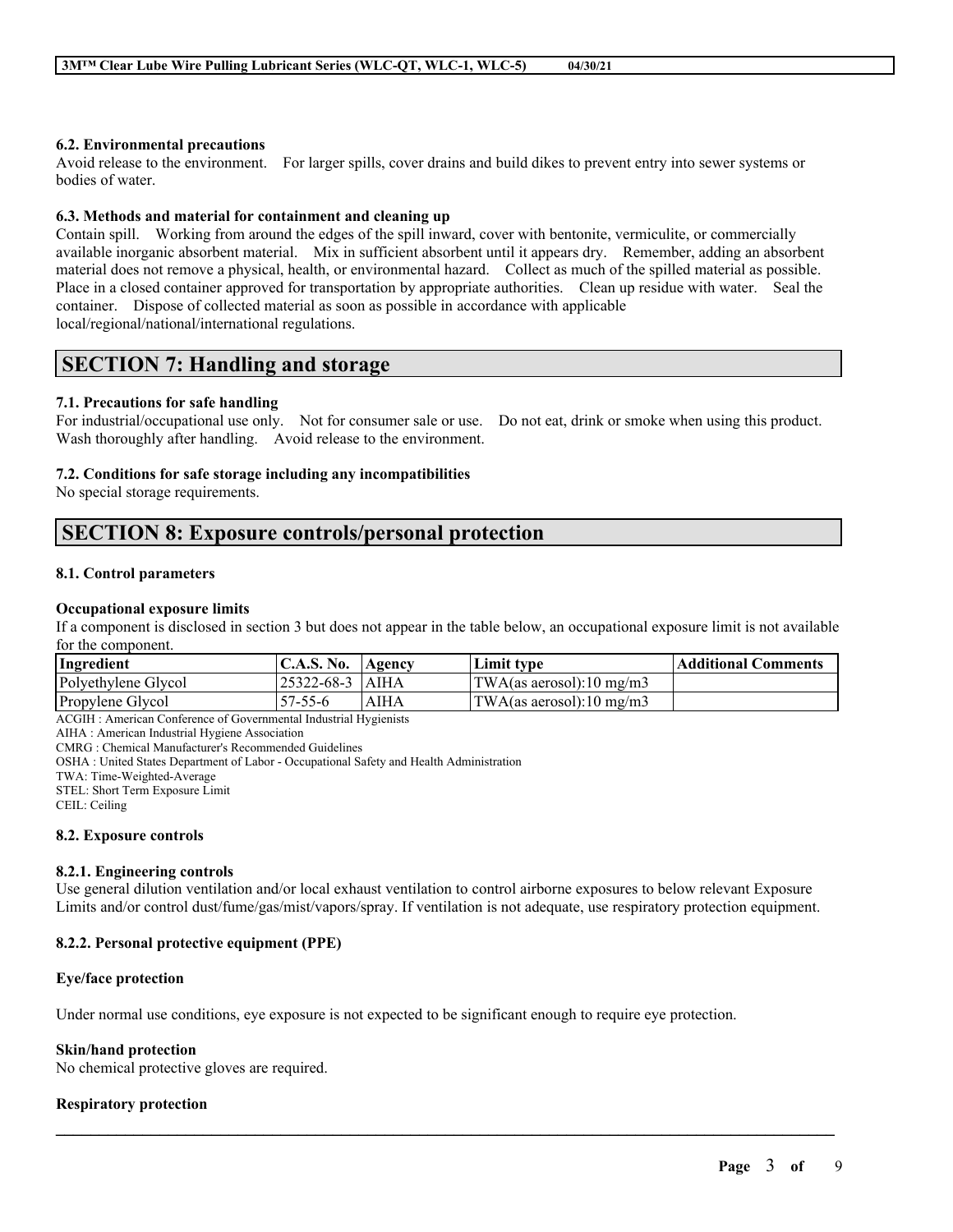### 6.2. Environmental precautions

Avoid release to the environment. For larger spills, cover drains and build dikes to prevent entry into sewer systems or bodies of water.

### 6.3. Methods and material for containment and cleaning up

Contain spill. Working from around the edges of the spill inward, cover with bentonite, vermiculite, or commercially available inorganic absorbent material. Mix in sufficient absorbent until it appears dry. Remember, adding an absorbent material does not remove a physical, health, or environmental hazard. Collect as much of the spilled material as possible. Place in a closed container approved for transportation by appropriate authorities. Clean up residue with water. Seal the container. Dispose of collected material as soon as possible in accordance with applicable local/regional/national/international regulations.

## SECTION 7: Handling and storage

### 7.1. Precautions for safe handling

For industrial/occupational use only. Not for consumer sale or use. Do not eat, drink or smoke when using this product. Wash thoroughly after handling. Avoid release to the environment.

### 7.2. Conditions for safe storage including any incompatibilities

No special storage requirements.

## SECTION 8: Exposure controls/personal protection

### 8.1. Control parameters

**Occupational exposure limits**

If a component is disclosed in section 3 but does not appear in the table below, an occupational exposure limit is not available for the component.

| Ingredient | C.A.S. No. | Agency | Limit type | Additional Comments |
|---|---|---|---|---|
| Polyethylene Glycol | 25322-68-3 | AIHA | TWA(as aerosol):10 mg/m3 | |
| Propylene Glycol | 57-55-6 | AIHA | TWA(as aerosol):10 mg/m3 | |

ACGIH : American Conference of Governmental Industrial Hygienists
AIHA : American Industrial Hygiene Association
CMRG : Chemical Manufacturer's Recommended Guidelines
OSHA : United States Department of Labor - Occupational Safety and Health Administration
TWA: Time-Weighted-Average
STEL: Short Term Exposure Limit
CEIL: Ceiling

### 8.2. Exposure controls

#### 8.2.1. Engineering controls

Use general dilution ventilation and/or local exhaust ventilation to control airborne exposures to below relevant Exposure Limits and/or control dust/fume/gas/mist/vapors/spray. If ventilation is not adequate, use respiratory protection equipment.

#### 8.2.2. Personal protective equipment (PPE)

**Eye/face protection**

Under normal use conditions, eye exposure is not expected to be significant enough to require eye protection.

**Skin/hand protection**

No chemical protective gloves are required.

**Respiratory protection**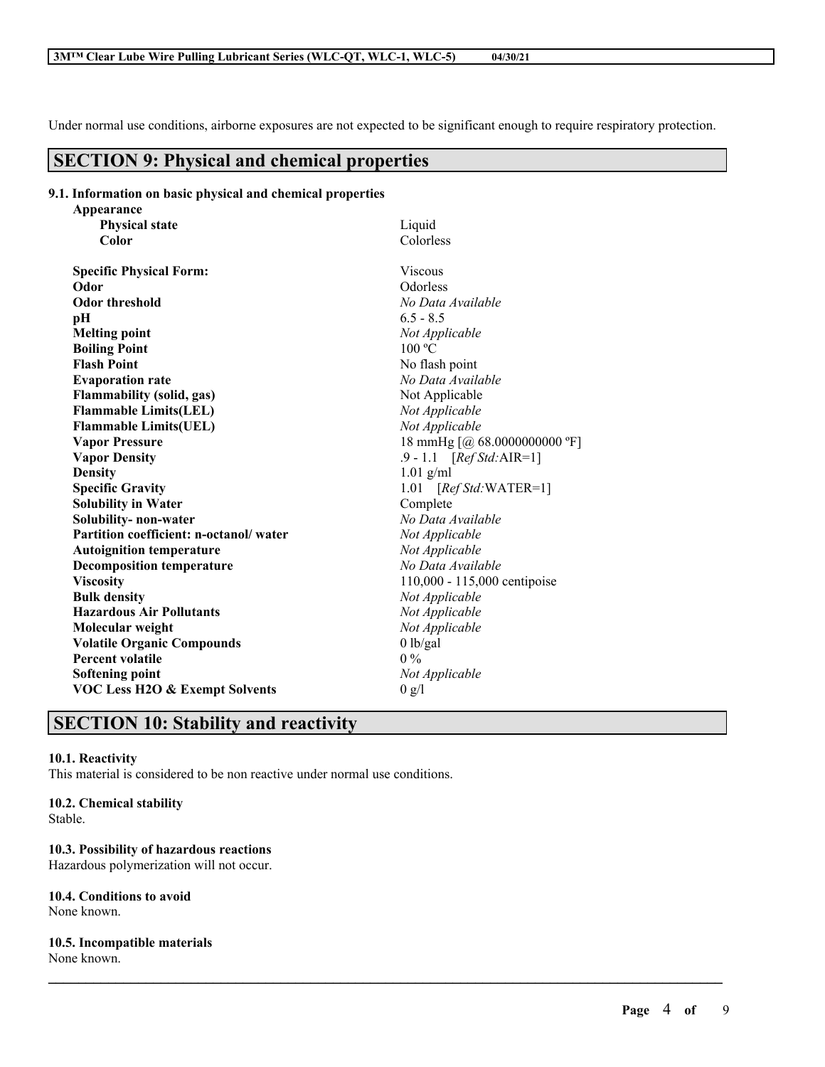Under normal use conditions, airborne exposures are not expected to be significant enough to require respiratory protection.

## SECTION 9: Physical and chemical properties

### 9.1. Information on basic physical and chemical properties

| Property | Value |
|---|---|
| **Appearance** | |
| **Physical state** | Liquid |
| **Color** | Colorless |
| **Specific Physical Form:** | Viscous |
| **Odor** | Odorless |
| **Odor threshold** | *No Data Available* |
| **pH** | 6.5 - 8.5 |
| **Melting point** | *Not Applicable* |
| **Boiling Point** | 100 ºC |
| **Flash Point** | No flash point |
| **Evaporation rate** | *No Data Available* |
| **Flammability (solid, gas)** | Not Applicable |
| **Flammable Limits(LEL)** | *Not Applicable* |
| **Flammable Limits(UEL)** | *Not Applicable* |
| **Vapor Pressure** | 18 mmHg [@ 68.0000000000 ºF] |
| **Vapor Density** | .9 - 1.1 [*Ref Std:*AIR=1] |
| **Density** | 1.01 g/ml |
| **Specific Gravity** | 1.01 [*Ref Std:*WATER=1] |
| **Solubility in Water** | Complete |
| **Solubility- non-water** | *No Data Available* |
| **Partition coefficient: n-octanol/ water** | *Not Applicable* |
| **Autoignition temperature** | *Not Applicable* |
| **Decomposition temperature** | *No Data Available* |
| **Viscosity** | 110,000 - 115,000 centipoise |
| **Bulk density** | *Not Applicable* |
| **Hazardous Air Pollutants** | *Not Applicable* |
| **Molecular weight** | *Not Applicable* |
| **Volatile Organic Compounds** | 0 lb/gal |
| **Percent volatile** | 0 % |
| **Softening point** | *Not Applicable* |
| **VOC Less H2O & Exempt Solvents** | 0 g/l |

## SECTION 10: Stability and reactivity

**10.1. Reactivity**
This material is considered to be non reactive under normal use conditions.

**10.2. Chemical stability**
Stable.

**10.3. Possibility of hazardous reactions**
Hazardous polymerization will not occur.

**10.4. Conditions to avoid**
None known.

**10.5. Incompatible materials**
None known.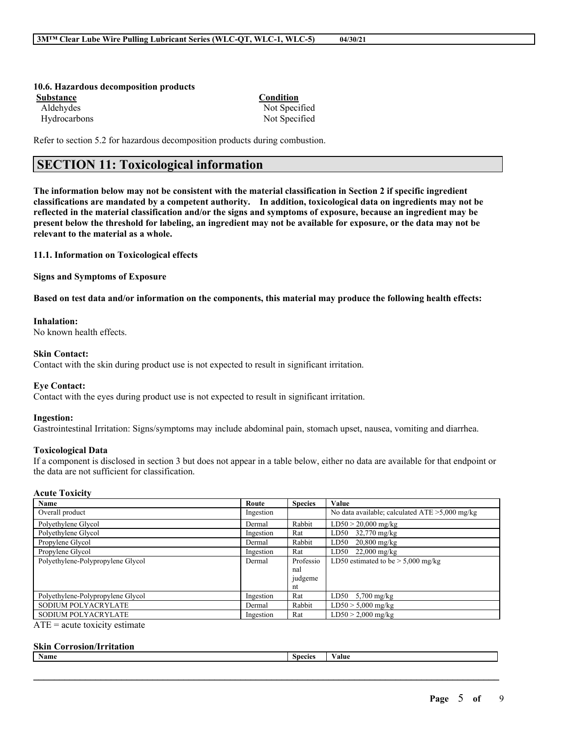#### 10.6. Hazardous decomposition products

| Substance | Condition |
|---|---|
| Aldehydes | Not Specified |
| Hydrocarbons | Not Specified |

Refer to section 5.2 for hazardous decomposition products during combustion.

## SECTION 11: Toxicological information

**The information below may not be consistent with the material classification in Section 2 if specific ingredient classifications are mandated by a competent authority. In addition, toxicological data on ingredients may not be reflected in the material classification and/or the signs and symptoms of exposure, because an ingredient may be present below the threshold for labeling, an ingredient may not be available for exposure, or the data may not be relevant to the material as a whole.**

### 11.1. Information on Toxicological effects

**Signs and Symptoms of Exposure**

**Based on test data and/or information on the components, this material may produce the following health effects:**

**Inhalation:**
No known health effects.

**Skin Contact:**
Contact with the skin during product use is not expected to result in significant irritation.

**Eye Contact:**
Contact with the eyes during product use is not expected to result in significant irritation.

**Ingestion:**
Gastrointestinal Irritation: Signs/symptoms may include abdominal pain, stomach upset, nausea, vomiting and diarrhea.

**Toxicological Data**

If a component is disclosed in section 3 but does not appear in a table below, either no data are available for that endpoint or the data are not sufficient for classification.

**Acute Toxicity**

| Name | Route | Species | Value |
|---|---|---|---|
| Overall product | Ingestion | | No data available; calculated ATE >5,000 mg/kg |
| Polyethylene Glycol | Dermal | Rabbit | LD50 > 20,000 mg/kg |
| Polyethylene Glycol | Ingestion | Rat | LD50 32,770 mg/kg |
| Propylene Glycol | Dermal | Rabbit | LD50 20,800 mg/kg |
| Propylene Glycol | Ingestion | Rat | LD50 22,000 mg/kg |
| Polyethylene-Polypropylene Glycol | Dermal | Professional judgement | LD50 estimated to be > 5,000 mg/kg |
| Polyethylene-Polypropylene Glycol | Ingestion | Rat | LD50 5,700 mg/kg |
| SODIUM POLYACRYLATE | Dermal | Rabbit | LD50 > 5,000 mg/kg |
| SODIUM POLYACRYLATE | Ingestion | Rat | LD50 > 2,000 mg/kg |

ATE = acute toxicity estimate

**Skin Corrosion/Irritation**

| Name | Species | Value |
|---|---|---|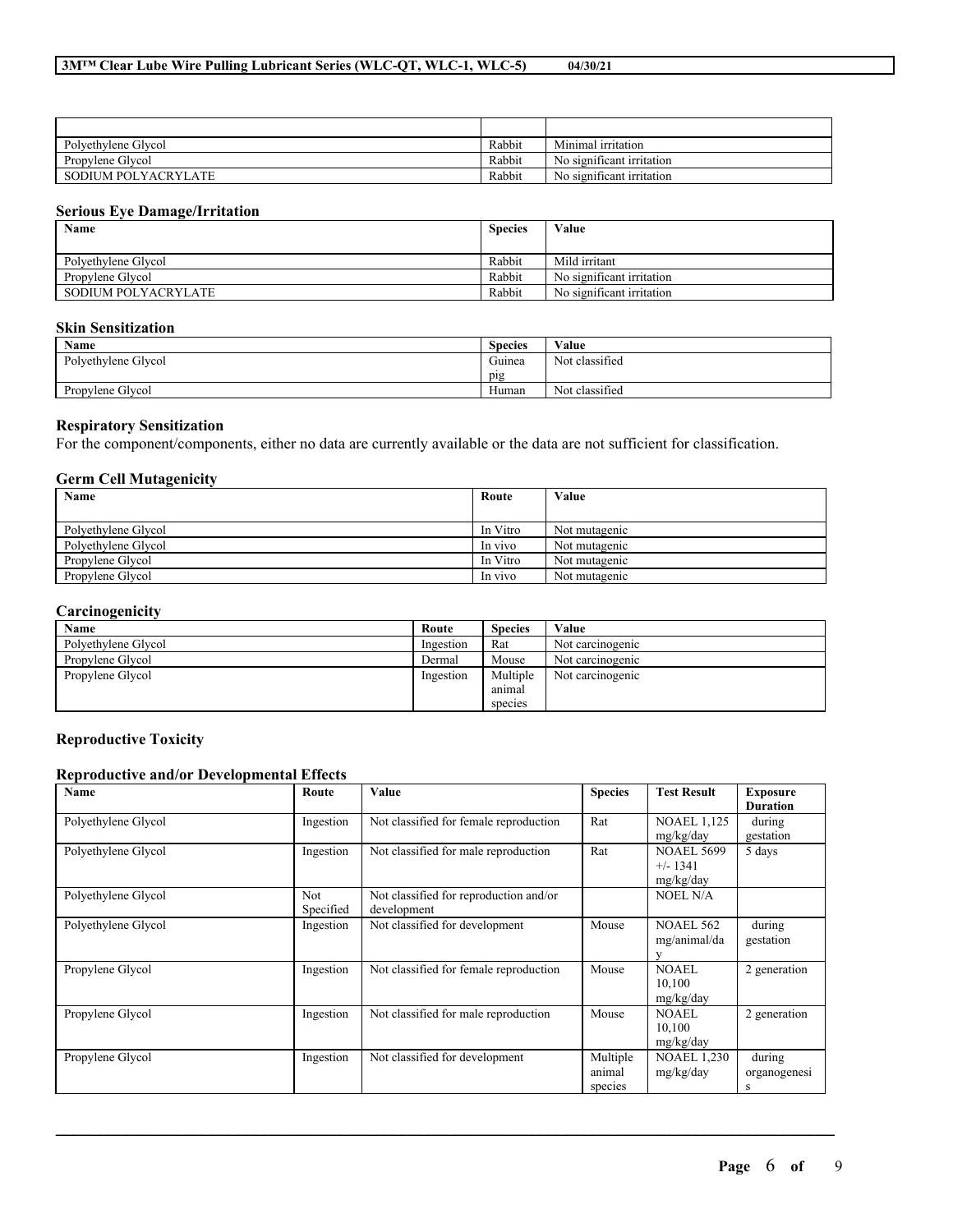| | | |
|---|---|---|
| Polyethylene Glycol | Rabbit | Minimal irritation |
| Propylene Glycol | Rabbit | No significant irritation |
| SODIUM POLYACRYLATE | Rabbit | No significant irritation |

**Serious Eye Damage/Irritation**

| Name | Species | Value |
|---|---|---|
| Polyethylene Glycol | Rabbit | Mild irritant |
| Propylene Glycol | Rabbit | No significant irritation |
| SODIUM POLYACRYLATE | Rabbit | No significant irritation |

**Skin Sensitization**

| Name | Species | Value |
|---|---|---|
| Polyethylene Glycol | Guinea pig | Not classified |
| Propylene Glycol | Human | Not classified |

**Respiratory Sensitization**

For the component/components, either no data are currently available or the data are not sufficient for classification.

**Germ Cell Mutagenicity**

| Name | Route | Value |
|---|---|---|
| Polyethylene Glycol | In Vitro | Not mutagenic |
| Polyethylene Glycol | In vivo | Not mutagenic |
| Propylene Glycol | In Vitro | Not mutagenic |
| Propylene Glycol | In vivo | Not mutagenic |

**Carcinogenicity**

| Name | Route | Species | Value |
|---|---|---|---|
| Polyethylene Glycol | Ingestion | Rat | Not carcinogenic |
| Propylene Glycol | Dermal | Mouse | Not carcinogenic |
| Propylene Glycol | Ingestion | Multiple animal species | Not carcinogenic |

**Reproductive Toxicity**

**Reproductive and/or Developmental Effects**

| Name | Route | Value | Species | Test Result | Exposure Duration |
|---|---|---|---|---|---|
| Polyethylene Glycol | Ingestion | Not classified for female reproduction | Rat | NOAEL 1,125 mg/kg/day | during gestation |
| Polyethylene Glycol | Ingestion | Not classified for male reproduction | Rat | NOAEL 5699 +/- 1341 mg/kg/day | 5 days |
| Polyethylene Glycol | Not Specified | Not classified for reproduction and/or development | | NOEL N/A | |
| Polyethylene Glycol | Ingestion | Not classified for development | Mouse | NOAEL 562 mg/animal/day | during gestation |
| Propylene Glycol | Ingestion | Not classified for female reproduction | Mouse | NOAEL 10,100 mg/kg/day | 2 generation |
| Propylene Glycol | Ingestion | Not classified for male reproduction | Mouse | NOAEL 10,100 mg/kg/day | 2 generation |
| Propylene Glycol | Ingestion | Not classified for development | Multiple animal species | NOAEL 1,230 mg/kg/day | during organogenesis |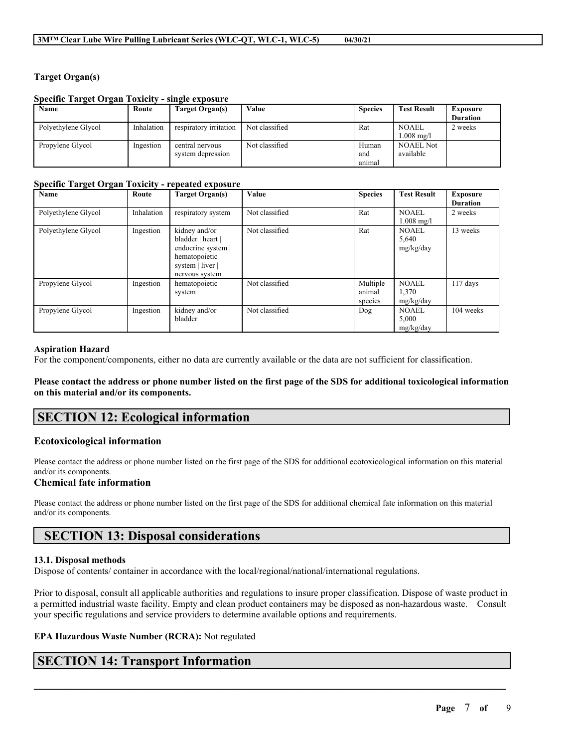**Target Organ(s)**

**Specific Target Organ Toxicity - single exposure**

| Name | Route | Target Organ(s) | Value | Species | Test Result | Exposure Duration |
|---|---|---|---|---|---|---|
| Polyethylene Glycol | Inhalation | respiratory irritation | Not classified | Rat | NOAEL 1.008 mg/l | 2 weeks |
| Propylene Glycol | Ingestion | central nervous system depression | Not classified | Human and animal | NOAEL Not available | |

**Specific Target Organ Toxicity - repeated exposure**

| Name | Route | Target Organ(s) | Value | Species | Test Result | Exposure Duration |
|---|---|---|---|---|---|---|
| Polyethylene Glycol | Inhalation | respiratory system | Not classified | Rat | NOAEL 1.008 mg/l | 2 weeks |
| Polyethylene Glycol | Ingestion | kidney and/or bladder \| heart \| endocrine system \| hematopoietic system \| liver \| nervous system | Not classified | Rat | NOAEL 5,640 mg/kg/day | 13 weeks |
| Propylene Glycol | Ingestion | hematopoietic system | Not classified | Multiple animal species | NOAEL 1,370 mg/kg/day | 117 days |
| Propylene Glycol | Ingestion | kidney and/or bladder | Not classified | Dog | NOAEL 5,000 mg/kg/day | 104 weeks |

**Aspiration Hazard**

For the component/components, either no data are currently available or the data are not sufficient for classification.

**Please contact the address or phone number listed on the first page of the SDS for additional toxicological information on this material and/or its components.**

## SECTION 12: Ecological information

### Ecotoxicological information

Please contact the address or phone number listed on the first page of the SDS for additional ecotoxicological information on this material and/or its components.

### Chemical fate information

Please contact the address or phone number listed on the first page of the SDS for additional chemical fate information on this material and/or its components.

## SECTION 13: Disposal considerations

**13.1. Disposal methods**

Dispose of contents/ container in accordance with the local/regional/national/international regulations.

Prior to disposal, consult all applicable authorities and regulations to insure proper classification. Dispose of waste product in a permitted industrial waste facility. Empty and clean product containers may be disposed as non-hazardous waste. Consult your specific regulations and service providers to determine available options and requirements.

**EPA Hazardous Waste Number (RCRA):** Not regulated

## SECTION 14: Transport Information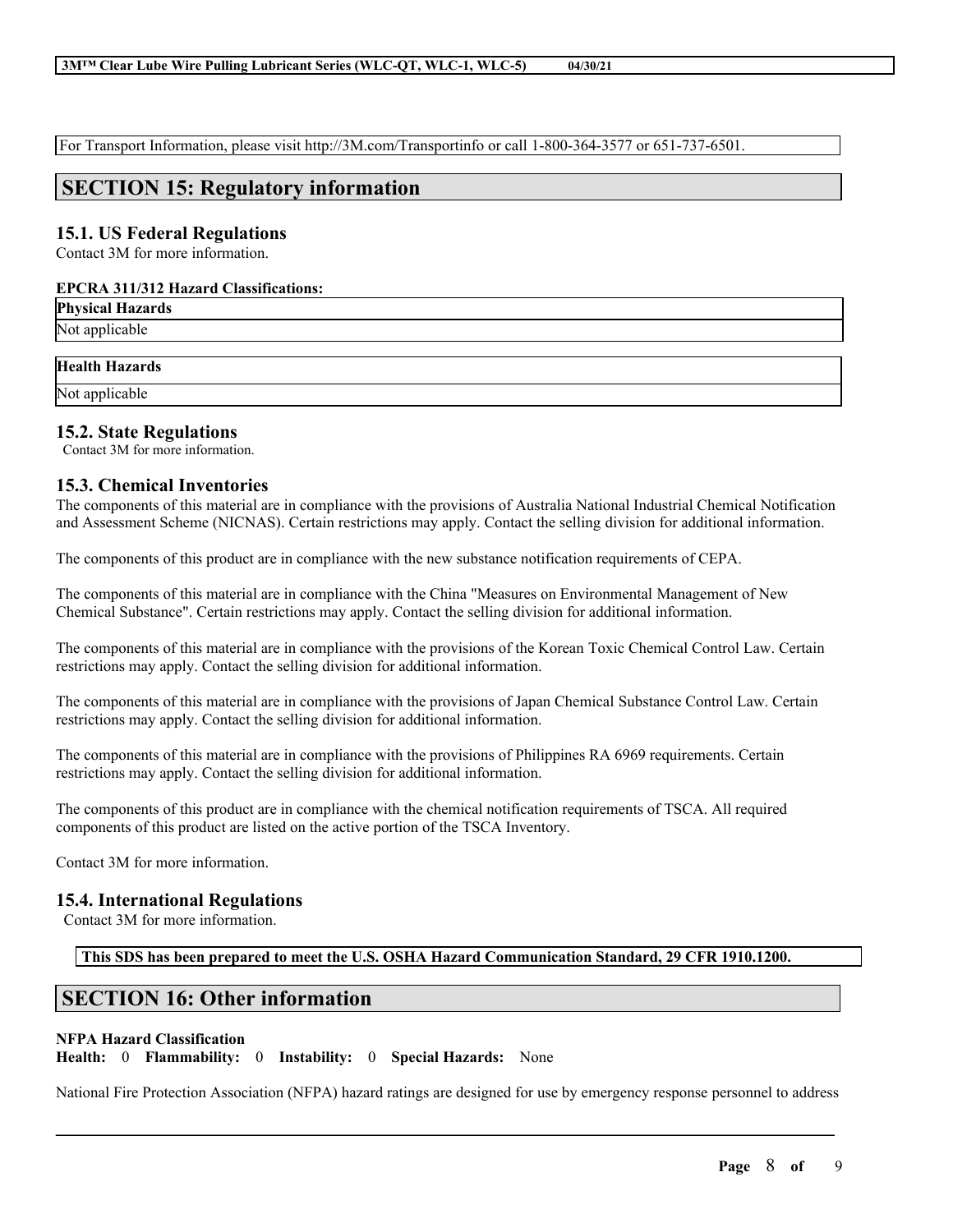For Transport Information, please visit http://3M.com/Transportinfo or call 1-800-364-3577 or 651-737-6501.

## SECTION 15: Regulatory information

### 15.1. US Federal Regulations

Contact 3M for more information.

**EPCRA 311/312 Hazard Classifications:**

| Physical Hazards |
| --- |
| Not applicable |

| Health Hazards |
| --- |
| Not applicable |

### 15.2. State Regulations

Contact 3M for more information.

### 15.3. Chemical Inventories

The components of this material are in compliance with the provisions of Australia National Industrial Chemical Notification and Assessment Scheme (NICNAS). Certain restrictions may apply. Contact the selling division for additional information.

The components of this product are in compliance with the new substance notification requirements of CEPA.

The components of this material are in compliance with the China "Measures on Environmental Management of New Chemical Substance". Certain restrictions may apply. Contact the selling division for additional information.

The components of this material are in compliance with the provisions of the Korean Toxic Chemical Control Law. Certain restrictions may apply. Contact the selling division for additional information.

The components of this material are in compliance with the provisions of Japan Chemical Substance Control Law. Certain restrictions may apply. Contact the selling division for additional information.

The components of this material are in compliance with the provisions of Philippines RA 6969 requirements. Certain restrictions may apply. Contact the selling division for additional information.

The components of this product are in compliance with the chemical notification requirements of TSCA. All required components of this product are listed on the active portion of the TSCA Inventory.

Contact 3M for more information.

### 15.4. International Regulations

Contact 3M for more information.

**This SDS has been prepared to meet the U.S. OSHA Hazard Communication Standard, 29 CFR 1910.1200.**

## SECTION 16: Other information

**NFPA Hazard Classification**

**Health:** 0 **Flammability:** 0 **Instability:** 0 **Special Hazards:** None

National Fire Protection Association (NFPA) hazard ratings are designed for use by emergency response personnel to address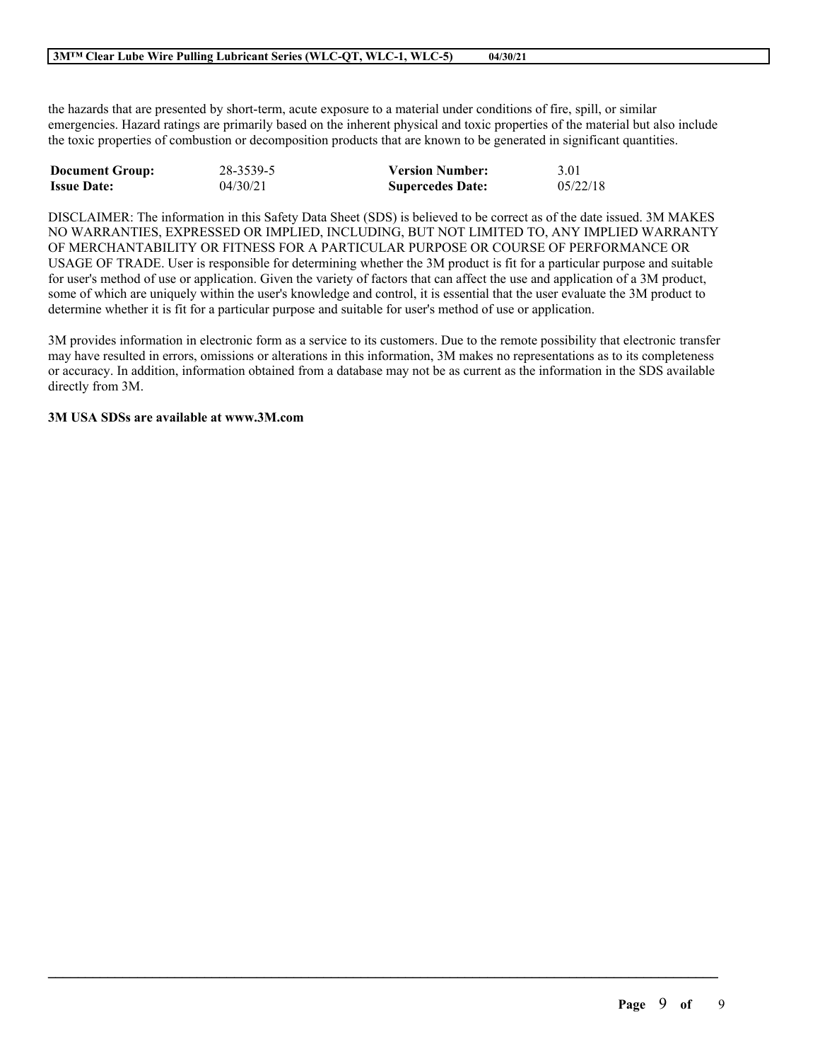the hazards that are presented by short-term, acute exposure to a material under conditions of fire, spill, or similar emergencies. Hazard ratings are primarily based on the inherent physical and toxic properties of the material but also include the toxic properties of combustion or decomposition products that are known to be generated in significant quantities.

| | | | |
|---|---|---|---|
| **Document Group:** | 28-3539-5 | **Version Number:** | 3.01 |
| **Issue Date:** | 04/30/21 | **Supercedes Date:** | 05/22/18 |

DISCLAIMER: The information in this Safety Data Sheet (SDS) is believed to be correct as of the date issued. 3M MAKES NO WARRANTIES, EXPRESSED OR IMPLIED, INCLUDING, BUT NOT LIMITED TO, ANY IMPLIED WARRANTY OF MERCHANTABILITY OR FITNESS FOR A PARTICULAR PURPOSE OR COURSE OF PERFORMANCE OR USAGE OF TRADE. User is responsible for determining whether the 3M product is fit for a particular purpose and suitable for user's method of use or application. Given the variety of factors that can affect the use and application of a 3M product, some of which are uniquely within the user's knowledge and control, it is essential that the user evaluate the 3M product to determine whether it is fit for a particular purpose and suitable for user's method of use or application.

3M provides information in electronic form as a service to its customers. Due to the remote possibility that electronic transfer may have resulted in errors, omissions or alterations in this information, 3M makes no representations as to its completeness or accuracy. In addition, information obtained from a database may not be as current as the information in the SDS available directly from 3M.

**3M USA SDSs are available at www.3M.com**